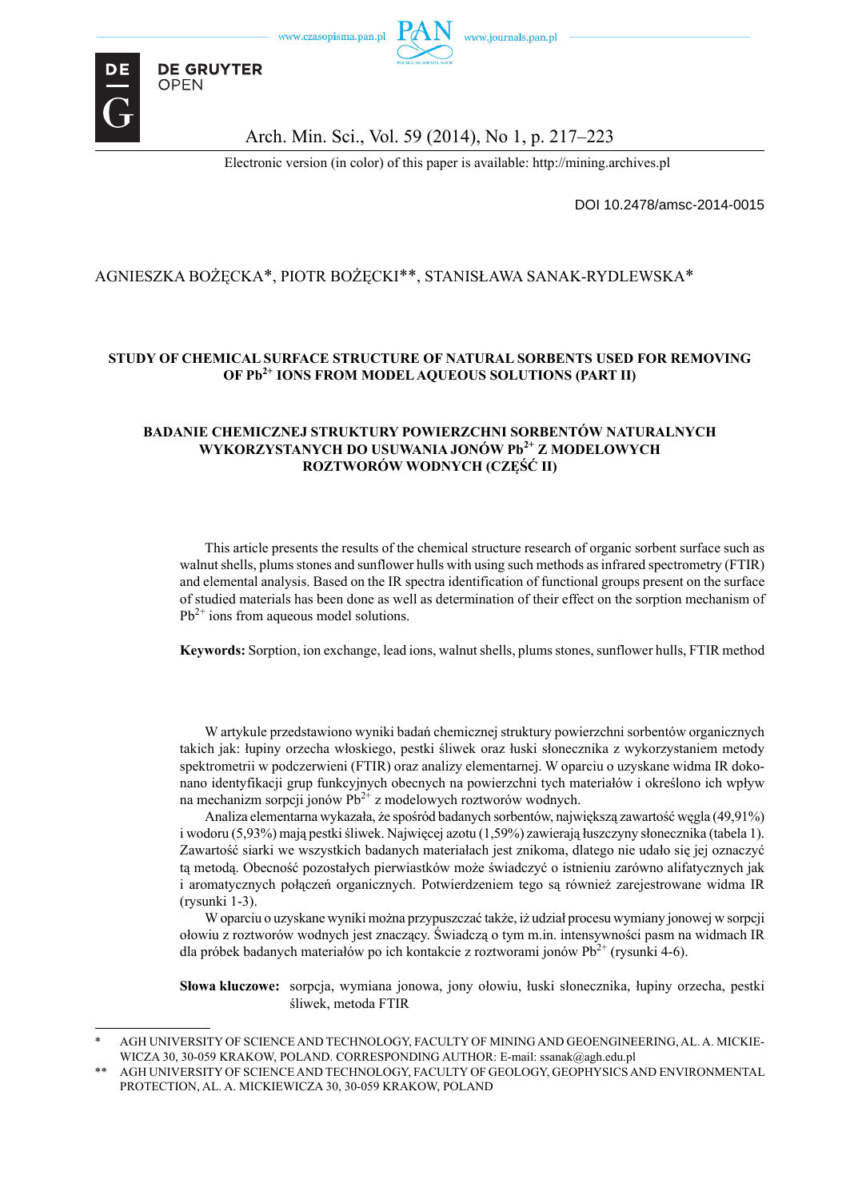DOI 10.2478/amsc-2014-0015

AGNIESZKA BOŻĘCKA*, PIOTR BOŻĘCKI**, STANISŁAWA SANAK-RYDLEWSKA*

# STUDY OF CHEMICAL SURFACE STRUCTURE OF NATURAL SORBENTS USED FOR REMOVING OF $Pb^{2+}$ IONS FROM MODEL AQUEOUS SOLUTIONS (PART II)

# BADANIE CHEMICZNEJ STRUKTURY POWIERZCHNI SORBENTÓW NATURALNYCH WYKORZYSTANYCH DO USUWANIA JONÓW $Pb^{2+}$ Z MODELOWYCH ROZTWORÓW WODNYCH (CZĘŚĆ II)

This article presents the results of the chemical structure research of organic sorbent surface such as walnut shells, plums stones and sunflower hulls with using such methods as infrared spectrometry (FTIR) and elemental analysis. Based on the IR spectra identification of functional groups present on the surface of studied materials has been done as well as determination of their effect on the sorption mechanism of $Pb^{2+}$ ions from aqueous model solutions.

**Keywords:** Sorption, ion exchange, lead ions, walnut shells, plums stones, sunflower hulls, FTIR method

W artykule przedstawiono wyniki badań chemicznej struktury powierzchni sorbentów organicznych takich jak: łupiny orzecha włoskiego, pestki śliwek oraz łuski słonecznika z wykorzystaniem metody spektrometrii w podczerwieni (FTIR) oraz analizy elementarnej. W oparciu o uzyskane widma IR dokonano identyfikacji grup funkcyjnych obecnych na powierzchni tych materiałów i określono ich wpływ na mechanizm sorpcji jonów $Pb^{2+}$ z modelowych roztworów wodnych.

Analiza elementarna wykazała, że spośród badanych sorbentów, największą zawartość węgla (49,91%) i wodoru (5,93%) mają pestki śliwek. Najwięcej azotu (1,59%) zawierają łuszczyny słonecznika (tabela 1). Zawartość siarki we wszystkich badanych materiałach jest znikoma, dlatego nie udało się jej oznaczyć tą metodą. Obecność pozostałych pierwiastków może świadczyć o istnieniu zarówno alifatycznych jak i aromatycznych połączeń organicznych. Potwierdzeniem tego są również zarejestrowane widma IR (rysunki 1-3).

W oparciu o uzyskane wyniki można przypuszczać także, iż udział procesu wymiany jonowej w sorpcji ołowiu z roztworów wodnych jest znaczący. Świadczą o tym m.in. intensywności pasm na widmach IR dla próbek badanych materiałów po ich kontakcie z roztworami jonów $Pb^{2+}$ (rysunki 4-6).

**Słowa kluczowe:** sorpcja, wymiana jonowa, jony ołowiu, łuski słonecznika, łupiny orzecha, pestki śliwek, metoda FTIR

---

\* AGH UNIVERSITY OF SCIENCE AND TECHNOLOGY, FACULTY OF MINING AND GEOENGINEERING, AL. A. MICKIEWICZA 30, 30-059 KRAKOW, POLAND. CORRESPONDING AUTHOR: E-mail: ssanak@agh.edu.pl

\*\* AGH UNIVERSITY OF SCIENCE AND TECHNOLOGY, FACULTY OF GEOLOGY, GEOPHYSICS AND ENVIRONMENTAL PROTECTION, AL. A. MICKIEWICZA 30, 30-059 KRAKOW, POLAND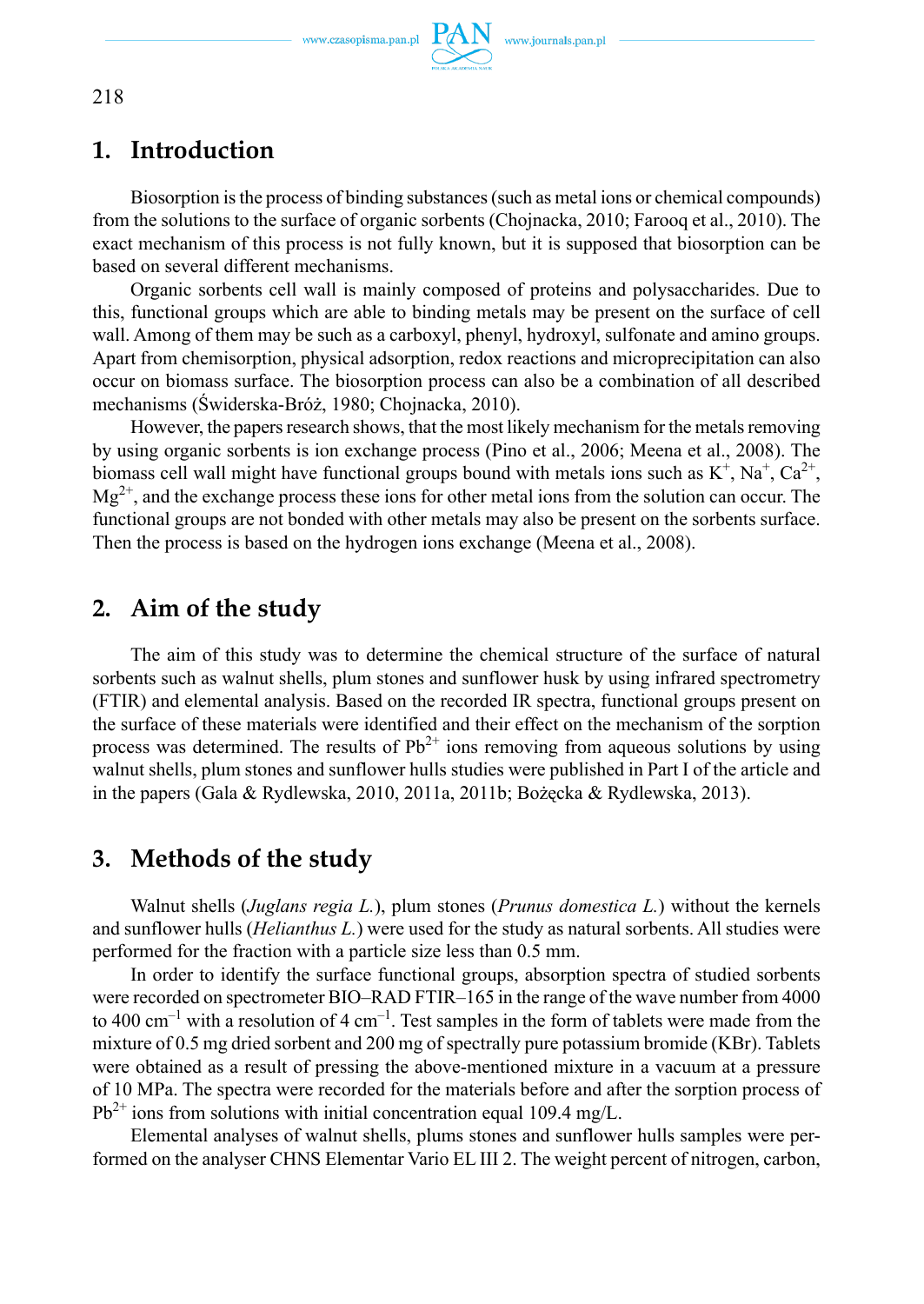## 1. Introduction

Biosorption is the process of binding substances (such as metal ions or chemical compounds) from the solutions to the surface of organic sorbents (Chojnacka, 2010; Farooq et al., 2010). The exact mechanism of this process is not fully known, but it is supposed that biosorption can be based on several different mechanisms.

Organic sorbents cell wall is mainly composed of proteins and polysaccharides. Due to this, functional groups which are able to binding metals may be present on the surface of cell wall. Among of them may be such as a carboxyl, phenyl, hydroxyl, sulfonate and amino groups. Apart from chemisorption, physical adsorption, redox reactions and microprecipitation can also occur on biomass surface. The biosorption process can also be a combination of all described mechanisms (Świderska-Bróż, 1980; Chojnacka, 2010).

However, the papers research shows, that the most likely mechanism for the metals removing by using organic sorbents is ion exchange process (Pino et al., 2006; Meena et al., 2008). The biomass cell wall might have functional groups bound with metals ions such as $K^+$, $Na^+$, $Ca^{2+}$, $Mg^{2+}$, and the exchange process these ions for other metal ions from the solution can occur. The functional groups are not bonded with other metals may also be present on the sorbents surface. Then the process is based on the hydrogen ions exchange (Meena et al., 2008).

## 2. Aim of the study

The aim of this study was to determine the chemical structure of the surface of natural sorbents such as walnut shells, plum stones and sunflower husk by using infrared spectrometry (FTIR) and elemental analysis. Based on the recorded IR spectra, functional groups present on the surface of these materials were identified and their effect on the mechanism of the sorption process was determined. The results of $Pb^{2+}$ ions removing from aqueous solutions by using walnut shells, plum stones and sunflower hulls studies were published in Part I of the article and in the papers (Gala & Rydlewska, 2010, 2011a, 2011b; Bożęcka & Rydlewska, 2013).

## 3. Methods of the study

Walnut shells (*Juglans regia L.*), plum stones (*Prunus domestica L.*) without the kernels and sunflower hulls (*Helianthus L.*) were used for the study as natural sorbents. All studies were performed for the fraction with a particle size less than 0.5 mm.

In order to identify the surface functional groups, absorption spectra of studied sorbents were recorded on spectrometer BIO–RAD FTIR–165 in the range of the wave number from 4000 to 400 $cm^{-1}$ with a resolution of 4 $cm^{-1}$. Test samples in the form of tablets were made from the mixture of 0.5 mg dried sorbent and 200 mg of spectrally pure potassium bromide (KBr). Tablets were obtained as a result of pressing the above-mentioned mixture in a vacuum at a pressure of 10 MPa. The spectra were recorded for the materials before and after the sorption process of $Pb^{2+}$ ions from solutions with initial concentration equal 109.4 mg/L.

Elemental analyses of walnut shells, plums stones and sunflower hulls samples were performed on the analyser CHNS Elementar Vario EL III 2. The weight percent of nitrogen, carbon,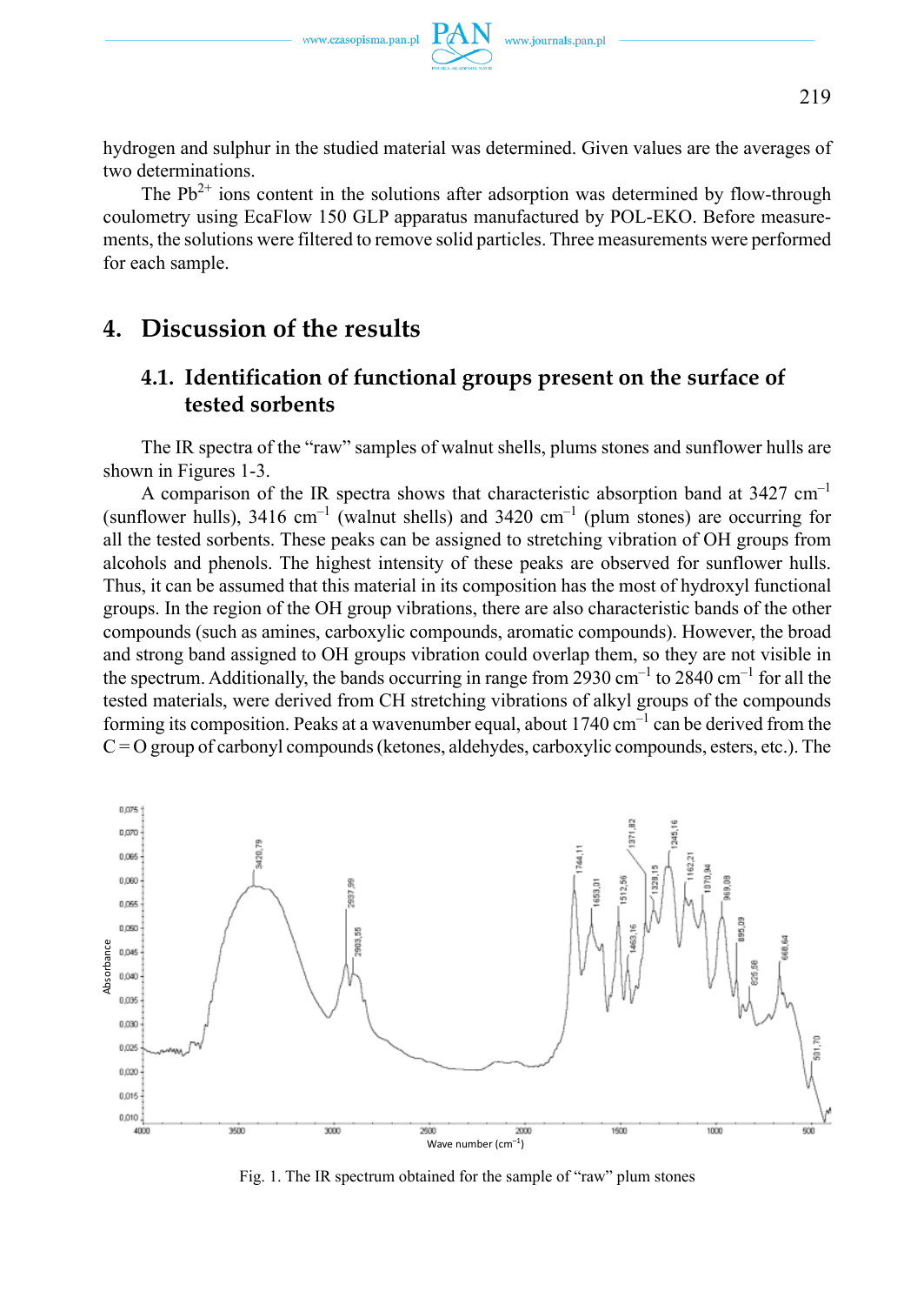hydrogen and sulphur in the studied material was determined. Given values are the averages of two determinations.

The $Pb^{2+}$ ions content in the solutions after adsorption was determined by flow-through coulometry using EcaFlow 150 GLP apparatus manufactured by POL-EKO. Before measurements, the solutions were filtered to remove solid particles. Three measurements were performed for each sample.

# 4. Discussion of the results

## 4.1. Identification of functional groups present on the surface of tested sorbents

The IR spectra of the "raw" samples of walnut shells, plums stones and sunflower hulls are shown in Figures 1-3.

A comparison of the IR spectra shows that characteristic absorption band at 3427 $cm^{-1}$ (sunflower hulls), 3416 $cm^{-1}$ (walnut shells) and 3420 $cm^{-1}$ (plum stones) are occurring for all the tested sorbents. These peaks can be assigned to stretching vibration of OH groups from alcohols and phenols. The highest intensity of these peaks are observed for sunflower hulls. Thus, it can be assumed that this material in its composition has the most of hydroxyl functional groups. In the region of the OH group vibrations, there are also characteristic bands of the other compounds (such as amines, carboxylic compounds, aromatic compounds). However, the broad and strong band assigned to OH groups vibration could overlap them, so they are not visible in the spectrum. Additionally, the bands occurring in range from 2930 $cm^{-1}$ to 2840 $cm^{-1}$ for all the tested materials, were derived from CH stretching vibrations of alkyl groups of the compounds forming its composition. Peaks at a wavenumber equal, about 1740 $cm^{-1}$ can be derived from the C = O group of carbonyl compounds (ketones, aldehydes, carboxylic compounds, esters, etc.). The

Fig. 1. The IR spectrum obtained for the sample of "raw" plum stones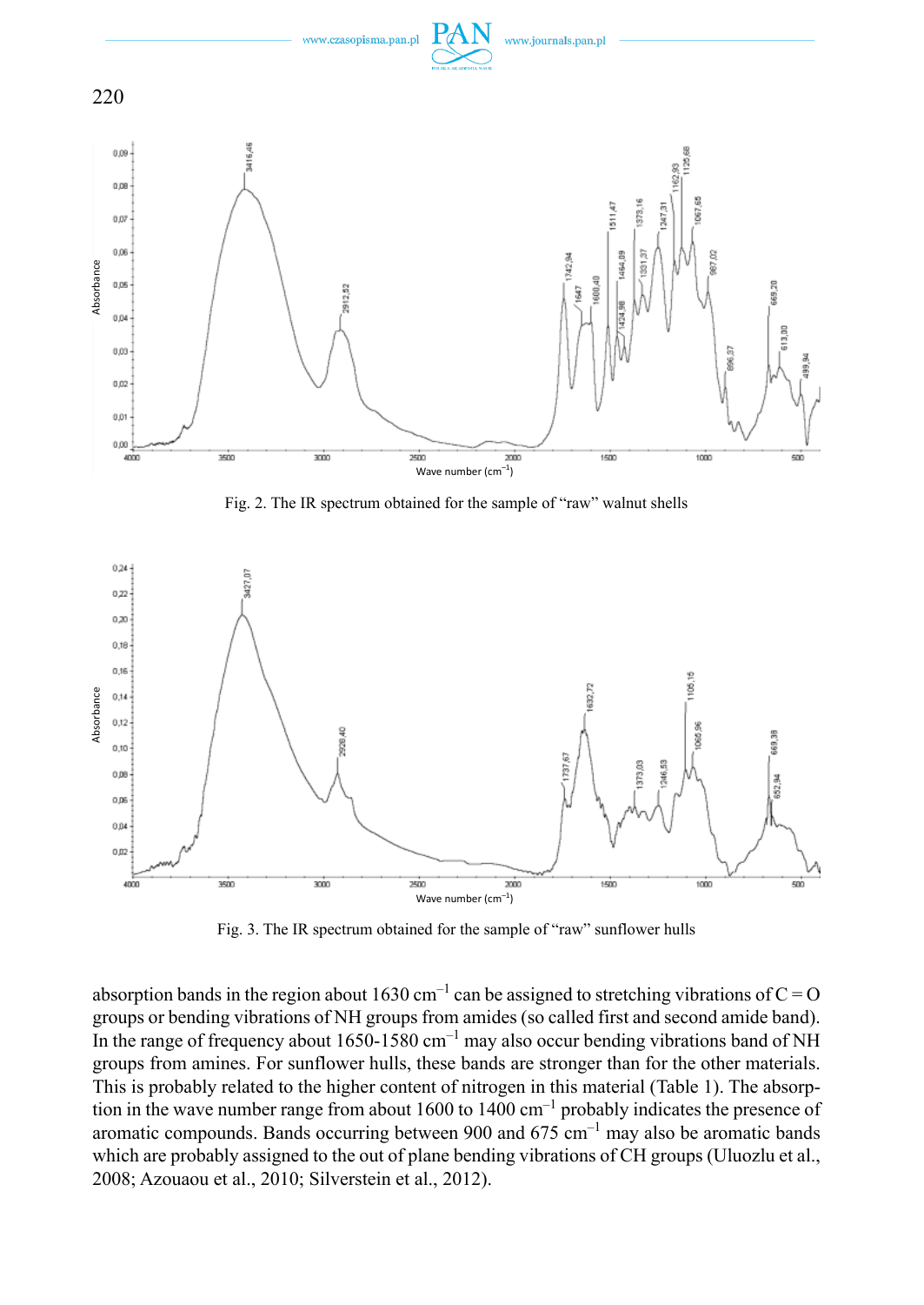Fig. 2. The IR spectrum obtained for the sample of "raw" walnut shells

Fig. 3. The IR spectrum obtained for the sample of "raw" sunflower hulls

absorption bands in the region about 1630 $cm^{-1}$ can be assigned to stretching vibrations of C = O groups or bending vibrations of NH groups from amides (so called first and second amide band). In the range of frequency about 1650-1580 $cm^{-1}$ may also occur bending vibrations band of NH groups from amines. For sunflower hulls, these bands are stronger than for the other materials. This is probably related to the higher content of nitrogen in this material (Table 1). The absorption in the wave number range from about 1600 to 1400 $cm^{-1}$ probably indicates the presence of aromatic compounds. Bands occurring between 900 and 675 $cm^{-1}$ may also be aromatic bands which are probably assigned to the out of plane bending vibrations of CH groups (Uluozlu et al., 2008; Azouaou et al., 2010; Silverstein et al., 2012).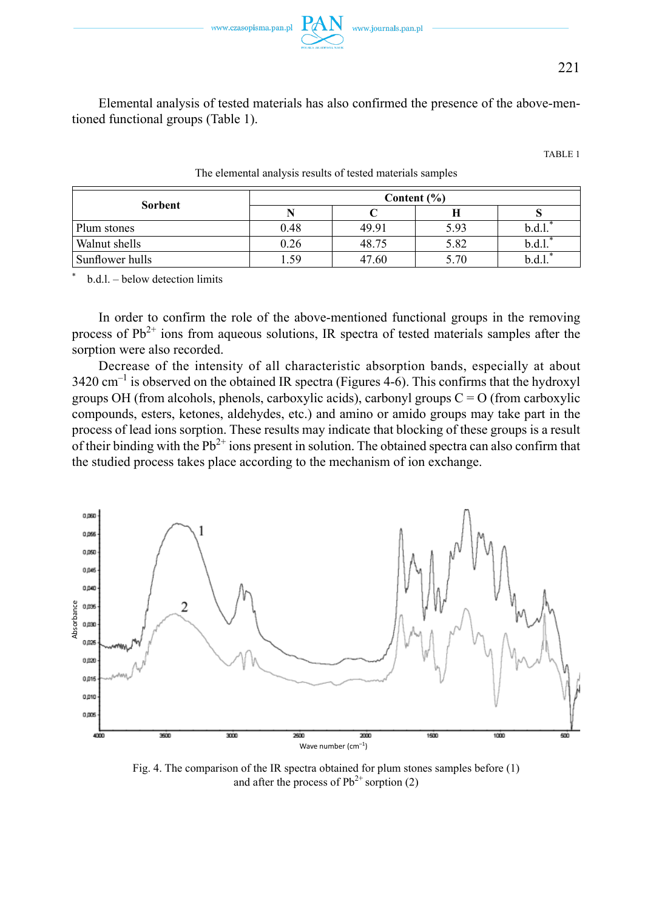Elemental analysis of tested materials has also confirmed the presence of the above-mentioned functional groups (Table 1).

TABLE 1

The elemental analysis results of tested materials samples

| Sorbent | Content (%) | | | |
|---|---|---|---|---|
| | N | C | H | S |
| Plum stones | 0.48 | 49.91 | 5.93 | b.d.l.* |
| Walnut shells | 0.26 | 48.75 | 5.82 | b.d.l.* |
| Sunflower hulls | 1.59 | 47.60 | 5.70 | b.d.l.* |

\* b.d.l. – below detection limits

In order to confirm the role of the above-mentioned functional groups in the removing process of $Pb^{2+}$ ions from aqueous solutions, IR spectra of tested materials samples after the sorption were also recorded.

Decrease of the intensity of all characteristic absorption bands, especially at about 3420 $cm^{-1}$ is observed on the obtained IR spectra (Figures 4-6). This confirms that the hydroxyl groups OH (from alcohols, phenols, carboxylic acids), carbonyl groups C = O (from carboxylic compounds, esters, ketones, aldehydes, etc.) and amino or amido groups may take part in the process of lead ions sorption. These results may indicate that blocking of these groups is a result of their binding with the $Pb^{2+}$ ions present in solution. The obtained spectra can also confirm that the studied process takes place according to the mechanism of ion exchange.

Fig. 4. The comparison of the IR spectra obtained for plum stones samples before (1) and after the process of $Pb^{2+}$ sorption (2)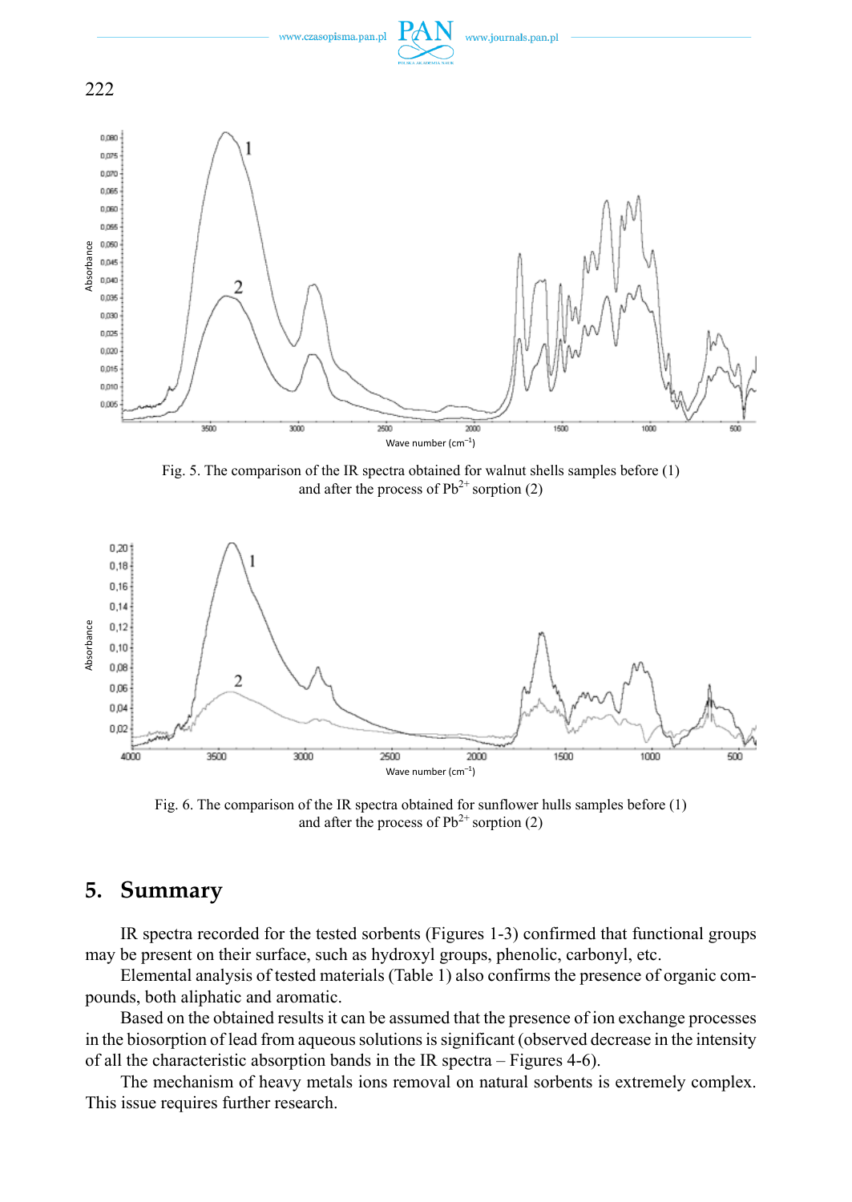Fig. 5. The comparison of the IR spectra obtained for walnut shells samples before (1) and after the process of $Pb^{2+}$ sorption (2)

Fig. 6. The comparison of the IR spectra obtained for sunflower hulls samples before (1) and after the process of $Pb^{2+}$ sorption (2)

## 5. Summary

IR spectra recorded for the tested sorbents (Figures 1-3) confirmed that functional groups may be present on their surface, such as hydroxyl groups, phenolic, carbonyl, etc.

Elemental analysis of tested materials (Table 1) also confirms the presence of organic compounds, both aliphatic and aromatic.

Based on the obtained results it can be assumed that the presence of ion exchange processes in the biosorption of lead from aqueous solutions is significant (observed decrease in the intensity of all the characteristic absorption bands in the IR spectra – Figures 4-6).

The mechanism of heavy metals ions removal on natural sorbents is extremely complex. This issue requires further research.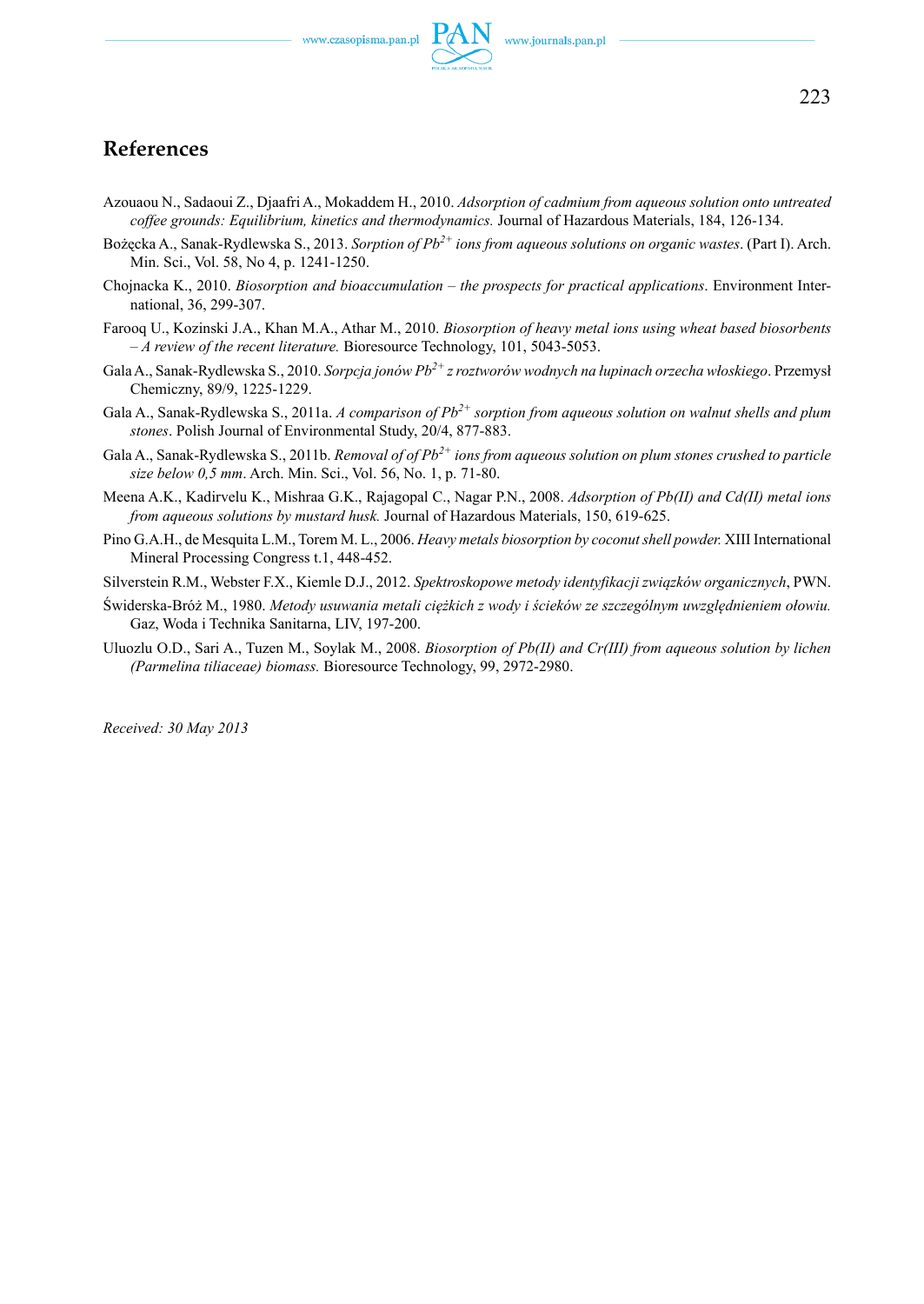## References

Azouaou N., Sadaoui Z., Djaafri A., Mokaddem H., 2010. *Adsorption of cadmium from aqueous solution onto untreated coffee grounds: Equilibrium, kinetics and thermodynamics.* Journal of Hazardous Materials, 184, 126-134.

Bożęcka A., Sanak-Rydlewska S., 2013. *Sorption of $Pb^{2+}$ ions from aqueous solutions on organic wastes*. (Part I). Arch. Min. Sci., Vol. 58, No 4, p. 1241-1250.

Chojnacka K., 2010. *Biosorption and bioaccumulation – the prospects for practical applications*. Environment International, 36, 299-307.

Farooq U., Kozinski J.A., Khan M.A., Athar M., 2010. *Biosorption of heavy metal ions using wheat based biosorbents – A review of the recent literature.* Bioresource Technology, 101, 5043-5053.

Gala A., Sanak-Rydlewska S., 2010. *Sorpcja jonów $Pb^{2+}$ z roztworów wodnych na łupinach orzecha włoskiego*. Przemysł Chemiczny, 89/9, 1225-1229.

Gala A., Sanak-Rydlewska S., 2011a. *A comparison of $Pb^{2+}$ sorption from aqueous solution on walnut shells and plum stones*. Polish Journal of Environmental Study, 20/4, 877-883.

Gala A., Sanak-Rydlewska S., 2011b. *Removal of of $Pb^{2+}$ ions from aqueous solution on plum stones crushed to particle size below 0,5 mm*. Arch. Min. Sci., Vol. 56, No. 1, p. 71-80.

Meena A.K., Kadirvelu K., Mishraa G.K., Rajagopal C., Nagar P.N., 2008. *Adsorption of Pb(II) and Cd(II) metal ions from aqueous solutions by mustard husk.* Journal of Hazardous Materials, 150, 619-625.

Pino G.A.H., de Mesquita L.M., Torem M. L., 2006. *Heavy metals biosorption by coconut shell powder.* XIII International Mineral Processing Congress t.1, 448-452.

Silverstein R.M., Webster F.X., Kiemle D.J., 2012. *Spektroskopowe metody identyfikacji związków organicznych*, PWN.

Świderska-Bróż M., 1980. *Metody usuwania metali ciężkich z wody i ścieków ze szczególnym uwzględnieniem ołowiu.* Gaz, Woda i Technika Sanitarna, LIV, 197-200.

Uluozlu O.D., Sari A., Tuzen M., Soylak M., 2008. *Biosorption of Pb(II) and Cr(III) from aqueous solution by lichen (Parmelina tiliaceae) biomass.* Bioresource Technology, 99, 2972-2980.

*Received: 30 May 2013*